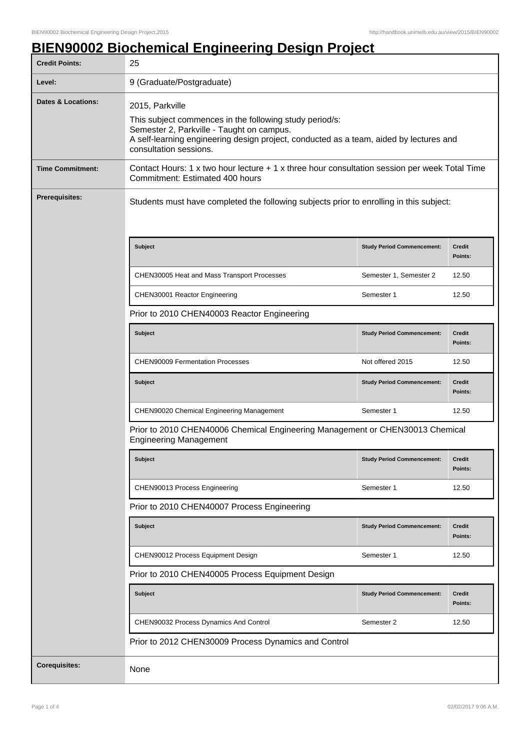# BIEN90002 Biochemical Engineering Design Project

| | |
|---|---|
| **Credit Points:** | 25 |
| **Level:** | 9 (Graduate/Postgraduate) |
| **Dates & Locations:** | 2015, Parkville<br>This subject commences in the following study period/s:<br>Semester 2, Parkville - Taught on campus.<br>A self-learning engineering design project, conducted as a team, aided by lectures and consultation sessions. |
| **Time Commitment:** | Contact Hours: 1 x two hour lecture + 1 x three hour consultation session per week Total Time Commitment: Estimated 400 hours |
| **Prerequisites:** | Students must have completed the following subjects prior to enrolling in this subject: |
| **Corequisites:** | None |

**Prerequisites:**

Students must have completed the following subjects prior to enrolling in this subject:

| Subject | Study Period Commencement: | Credit Points: |
|---|---|---|
| CHEN30005 Heat and Mass Transport Processes | Semester 1, Semester 2 | 12.50 |
| CHEN30001 Reactor Engineering | Semester 1 | 12.50 |

Prior to 2010 CHEN40003 Reactor Engineering

| Subject | Study Period Commencement: | Credit Points: |
|---|---|---|
| CHEN90009 Fermentation Processes | Not offered 2015 | 12.50 |

| Subject | Study Period Commencement: | Credit Points: |
|---|---|---|
| CHEN90020 Chemical Engineering Management | Semester 1 | 12.50 |

Prior to 2010 CHEN40006 Chemical Engineering Management or CHEN30013 Chemical Engineering Management

| Subject | Study Period Commencement: | Credit Points: |
|---|---|---|
| CHEN90013 Process Engineering | Semester 1 | 12.50 |

Prior to 2010 CHEN40007 Process Engineering

| Subject | Study Period Commencement: | Credit Points: |
|---|---|---|
| CHEN90012 Process Equipment Design | Semester 1 | 12.50 |

Prior to 2010 CHEN40005 Process Equipment Design

| Subject | Study Period Commencement: | Credit Points: |
|---|---|---|
| CHEN90032 Process Dynamics And Control | Semester 2 | 12.50 |

Prior to 2012 CHEN30009 Process Dynamics and Control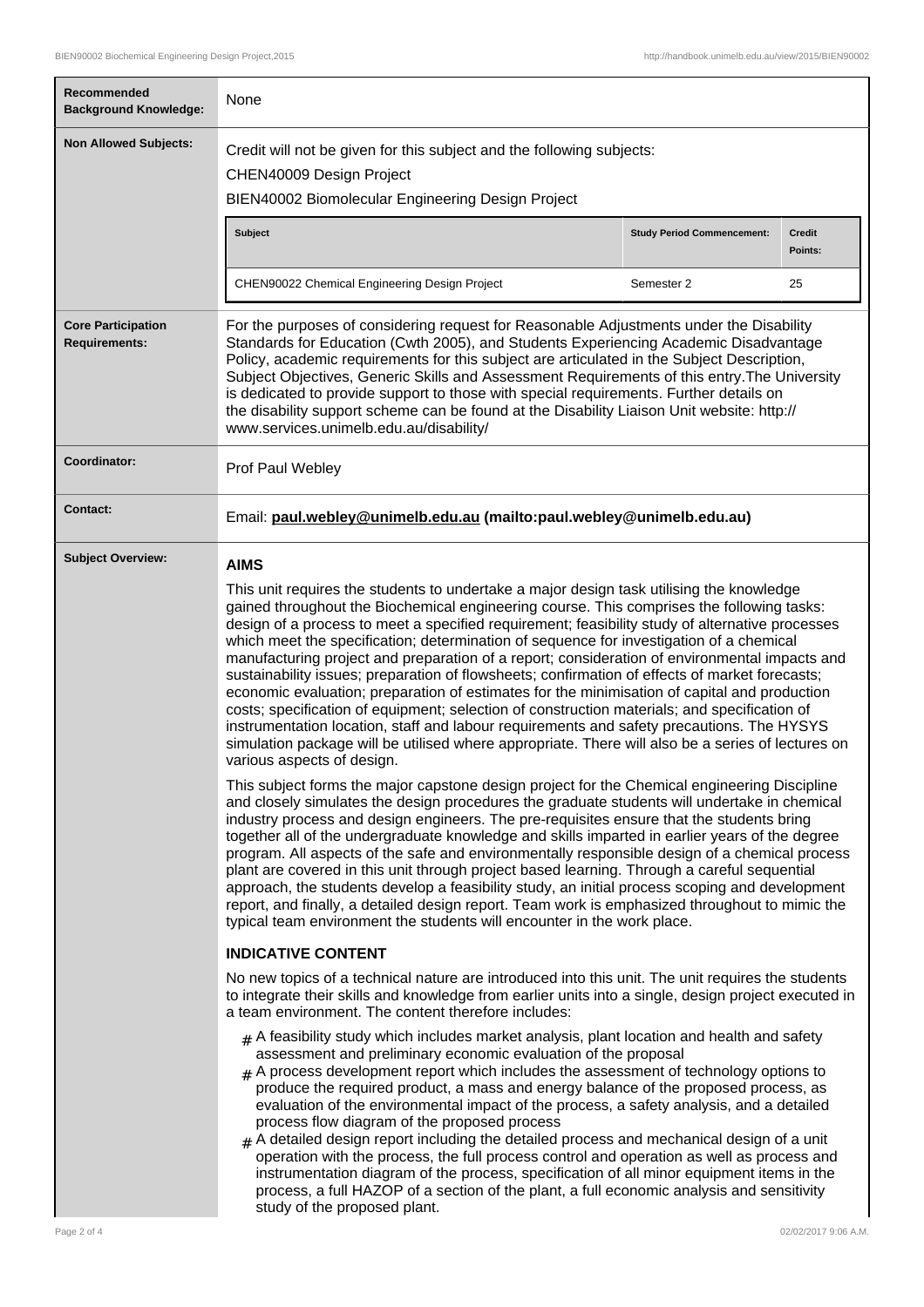**Recommended Background Knowledge:** None

**Non Allowed Subjects:**

Credit will not be given for this subject and the following subjects:

CHEN40009 Design Project

BIEN40002 Biomolecular Engineering Design Project

| Subject | Study Period Commencement: | Credit Points: |
| --- | --- | --- |
| CHEN90022 Chemical Engineering Design Project | Semester 2 | 25 |

**Core Participation Requirements:**

For the purposes of considering request for Reasonable Adjustments under the Disability Standards for Education (Cwth 2005), and Students Experiencing Academic Disadvantage Policy, academic requirements for this subject are articulated in the Subject Description, Subject Objectives, Generic Skills and Assessment Requirements of this entry.The University is dedicated to provide support to those with special requirements. Further details on the disability support scheme can be found at the Disability Liaison Unit website: http://www.services.unimelb.edu.au/disability/

**Coordinator:** Prof Paul Webley

**Contact:** Email: **paul.webley@unimelb.edu.au (mailto:paul.webley@unimelb.edu.au)**

**Subject Overview:**

## AIMS

This unit requires the students to undertake a major design task utilising the knowledge gained throughout the Biochemical engineering course. This comprises the following tasks: design of a process to meet a specified requirement; feasibility study of alternative processes which meet the specification; determination of sequence for investigation of a chemical manufacturing project and preparation of a report; consideration of environmental impacts and sustainability issues; preparation of flowsheets; confirmation of effects of market forecasts; economic evaluation; preparation of estimates for the minimisation of capital and production costs; specification of equipment; selection of construction materials; and specification of instrumentation location, staff and labour requirements and safety precautions. The HYSYS simulation package will be utilised where appropriate. There will also be a series of lectures on various aspects of design.

This subject forms the major capstone design project for the Chemical engineering Discipline and closely simulates the design procedures the graduate students will undertake in chemical industry process and design engineers. The pre-requisites ensure that the students bring together all of the undergraduate knowledge and skills imparted in earlier years of the degree program. All aspects of the safe and environmentally responsible design of a chemical process plant are covered in this unit through project based learning. Through a careful sequential approach, the students develop a feasibility study, an initial process scoping and development report, and finally, a detailed design report. Team work is emphasized throughout to mimic the typical team environment the students will encounter in the work place.

## INDICATIVE CONTENT

No new topics of a technical nature are introduced into this unit. The unit requires the students to integrate their skills and knowledge from earlier units into a single, design project executed in a team environment. The content therefore includes:

- A feasibility study which includes market analysis, plant location and health and safety assessment and preliminary economic evaluation of the proposal
- A process development report which includes the assessment of technology options to produce the required product, a mass and energy balance of the proposed process, as evaluation of the environmental impact of the process, a safety analysis, and a detailed process flow diagram of the proposed process
- A detailed design report including the detailed process and mechanical design of a unit operation with the process, the full process control and operation as well as process and instrumentation diagram of the process, specification of all minor equipment items in the process, a full HAZOP of a section of the plant, a full economic analysis and sensitivity study of the proposed plant.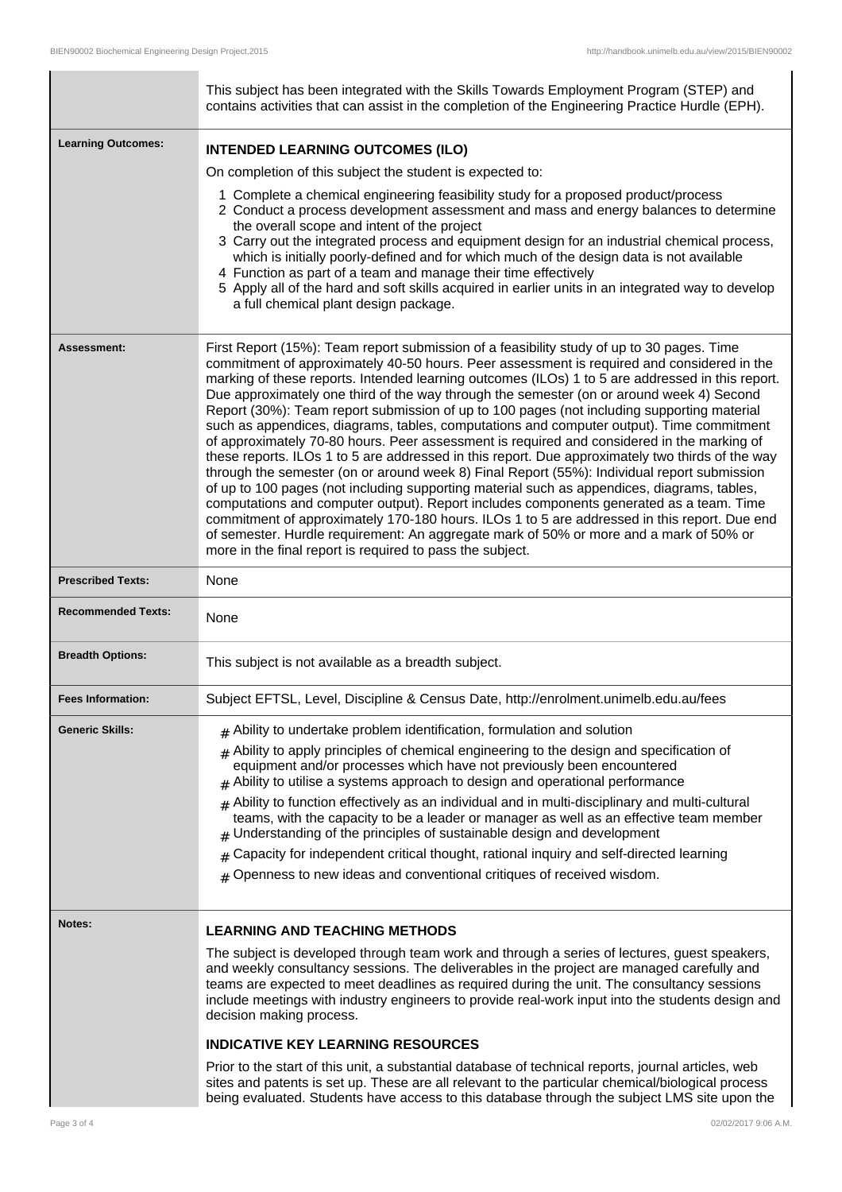| | |
|---|---|
| | This subject has been integrated with the Skills Towards Employment Program (STEP) and contains activities that can assist in the completion of the Engineering Practice Hurdle (EPH). |
| **Learning Outcomes:** | **INTENDED LEARNING OUTCOMES (ILO)**<br><br>On completion of this subject the student is expected to:<br><br>1 Complete a chemical engineering feasibility study for a proposed product/process<br>2 Conduct a process development assessment and mass and energy balances to determine the overall scope and intent of the project<br>3 Carry out the integrated process and equipment design for an industrial chemical process, which is initially poorly-defined and for which much of the design data is not available<br>4 Function as part of a team and manage their time effectively<br>5 Apply all of the hard and soft skills acquired in earlier units in an integrated way to develop a full chemical plant design package. |
| **Assessment:** | First Report (15%): Team report submission of a feasibility study of up to 30 pages. Time commitment of approximately 40-50 hours. Peer assessment is required and considered in the marking of these reports. Intended learning outcomes (ILOs) 1 to 5 are addressed in this report. Due approximately one third of the way through the semester (on or around week 4) Second Report (30%): Team report submission of up to 100 pages (not including supporting material such as appendices, diagrams, tables, computations and computer output). Time commitment of approximately 70-80 hours. Peer assessment is required and considered in the marking of these reports. ILOs 1 to 5 are addressed in this report. Due approximately two thirds of the way through the semester (on or around week 8) Final Report (55%): Individual report submission of up to 100 pages (not including supporting material such as appendices, diagrams, tables, computations and computer output). Report includes components generated as a team. Time commitment of approximately 170-180 hours. ILOs 1 to 5 are addressed in this report. Due end of semester. Hurdle requirement: An aggregate mark of 50% or more and a mark of 50% or more in the final report is required to pass the subject. |
| **Prescribed Texts:** | None |
| **Recommended Texts:** | None |
| **Breadth Options:** | This subject is not available as a breadth subject. |
| **Fees Information:** | Subject EFTSL, Level, Discipline & Census Date, http://enrolment.unimelb.edu.au/fees |
| **Generic Skills:** | # Ability to undertake problem identification, formulation and solution<br># Ability to apply principles of chemical engineering to the design and specification of equipment and/or processes which have not previously been encountered<br># Ability to utilise a systems approach to design and operational performance<br># Ability to function effectively as an individual and in multi-disciplinary and multi-cultural teams, with the capacity to be a leader or manager as well as an effective team member<br># Understanding of the principles of sustainable design and development<br># Capacity for independent critical thought, rational inquiry and self-directed learning<br># Openness to new ideas and conventional critiques of received wisdom. |
| **Notes:** | **LEARNING AND TEACHING METHODS**<br><br>The subject is developed through team work and through a series of lectures, guest speakers, and weekly consultancy sessions. The deliverables in the project are managed carefully and teams are expected to meet deadlines as required during the unit. The consultancy sessions include meetings with industry engineers to provide real-work input into the students design and decision making process.<br><br>**INDICATIVE KEY LEARNING RESOURCES**<br><br>Prior to the start of this unit, a substantial database of technical reports, journal articles, web sites and patents is set up. These are all relevant to the particular chemical/biological process being evaluated. Students have access to this database through the subject LMS site upon the |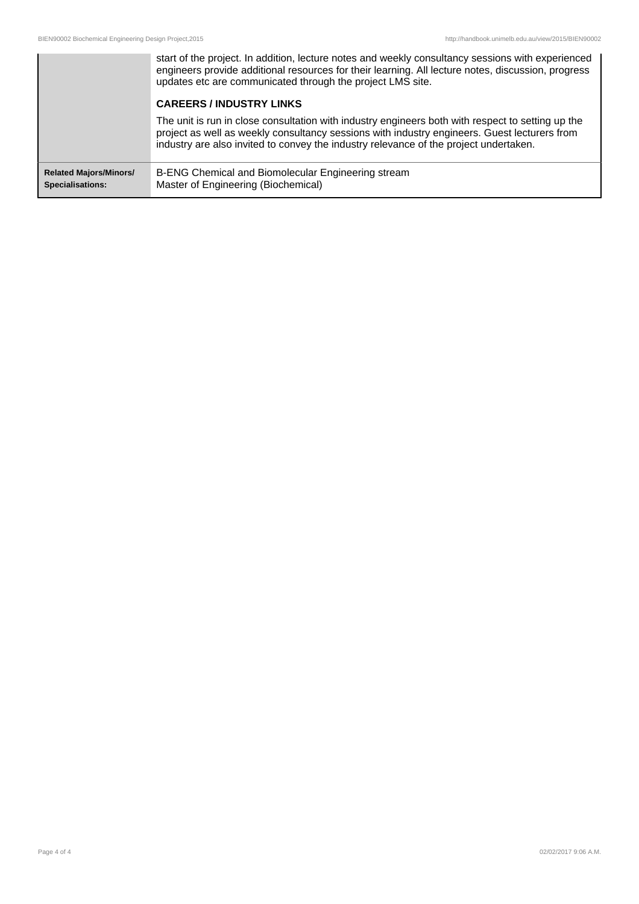| | |
|---|---|
| | start of the project. In addition, lecture notes and weekly consultancy sessions with experienced engineers provide additional resources for their learning. All lecture notes, discussion, progress updates etc are communicated through the project LMS site.<br><br>**CAREERS / INDUSTRY LINKS**<br><br>The unit is run in close consultation with industry engineers both with respect to setting up the project as well as weekly consultancy sessions with industry engineers. Guest lecturers from industry are also invited to convey the industry relevance of the project undertaken. |
| **Related Majors/Minors/ Specialisations:** | B-ENG Chemical and Biomolecular Engineering stream<br>Master of Engineering (Biochemical) |